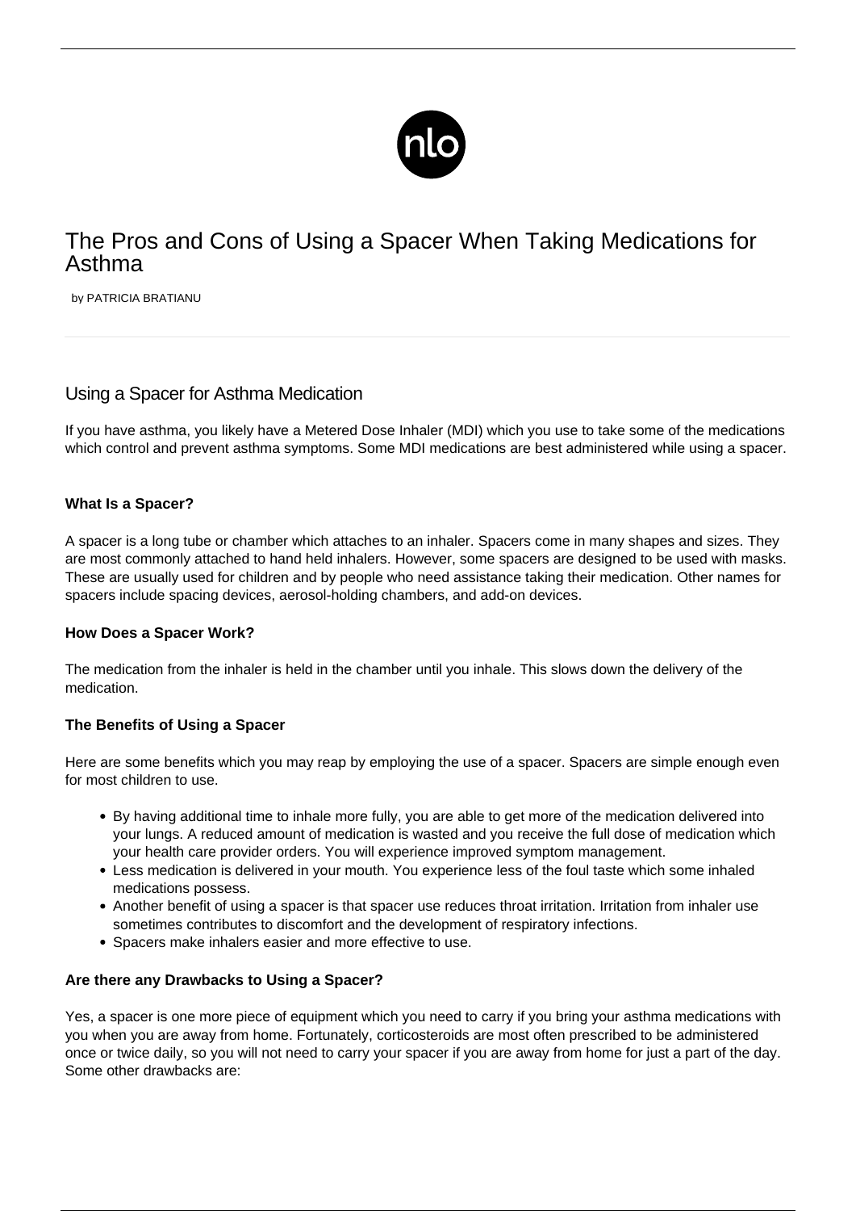# The Pros and Cons of Using a Spacer When Taking Medications for Asthma

by PATRICIA BRATIANU

## Using a Spacer for Asthma Medication

If you have asthma, you likely have a Metered Dose Inhaler (MDI) which you use to take some of the medications which control and prevent asthma symptoms. Some MDI medications are best administered while using a spacer.

### What Is a Spacer?

A spacer is a long tube or chamber which attaches to an inhaler. Spacers come in many shapes and sizes. They are most commonly attached to hand held inhalers. However, some spacers are designed to be used with masks. These are usually used for children and by people who need assistance taking their medication. Other names for spacers include spacing devices, aerosol-holding chambers, and add-on devices.

### How Does a Spacer Work?

The medication from the inhaler is held in the chamber until you inhale. This slows down the delivery of the medication.

### The Benefits of Using a Spacer

Here are some benefits which you may reap by employing the use of a spacer. Spacers are simple enough even for most children to use.

- By having additional time to inhale more fully, you are able to get more of the medication delivered into your lungs. A reduced amount of medication is wasted and you receive the full dose of medication which your health care provider orders. You will experience improved symptom management.
- Less medication is delivered in your mouth. You experience less of the foul taste which some inhaled medications possess.
- Another benefit of using a spacer is that spacer use reduces throat irritation. Irritation from inhaler use sometimes contributes to discomfort and the development of respiratory infections.
- Spacers make inhalers easier and more effective to use.

### Are there any Drawbacks to Using a Spacer?

Yes, a spacer is one more piece of equipment which you need to carry if you bring your asthma medications with you when you are away from home. Fortunately, corticosteroids are most often prescribed to be administered once or twice daily, so you will not need to carry your spacer if you are away from home for just a part of the day. Some other drawbacks are: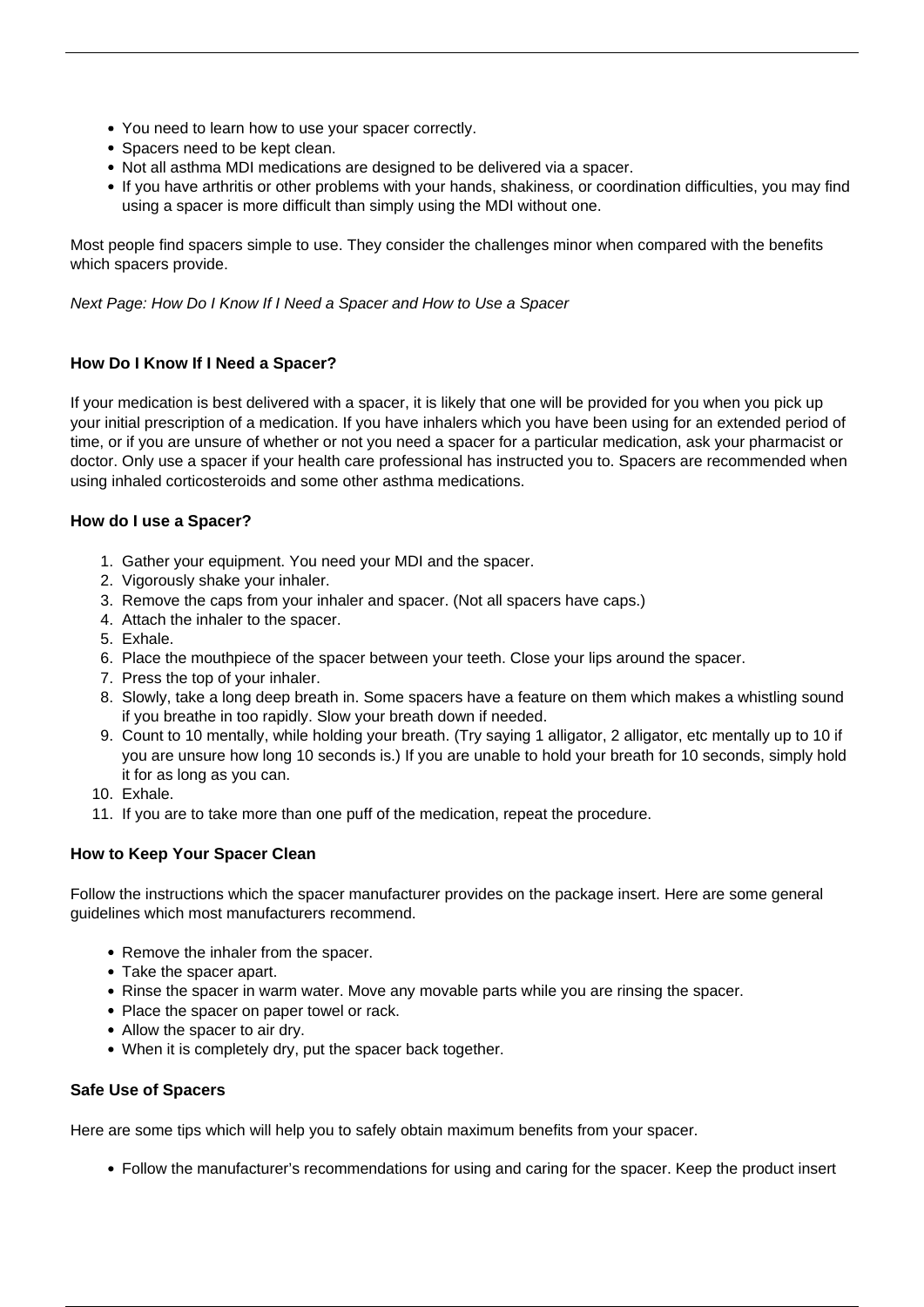- You need to learn how to use your spacer correctly.
- Spacers need to be kept clean.
- Not all asthma MDI medications are designed to be delivered via a spacer.
- If you have arthritis or other problems with your hands, shakiness, or coordination difficulties, you may find using a spacer is more difficult than simply using the MDI without one.

Most people find spacers simple to use. They consider the challenges minor when compared with the benefits which spacers provide.

*Next Page: How Do I Know If I Need a Spacer and How to Use a Spacer*

### How Do I Know If I Need a Spacer?

If your medication is best delivered with a spacer, it is likely that one will be provided for you when you pick up your initial prescription of a medication. If you have inhalers which you have been using for an extended period of time, or if you are unsure of whether or not you need a spacer for a particular medication, ask your pharmacist or doctor. Only use a spacer if your health care professional has instructed you to. Spacers are recommended when using inhaled corticosteroids and some other asthma medications.

### How do I use a Spacer?

1. Gather your equipment. You need your MDI and the spacer.
2. Vigorously shake your inhaler.
3. Remove the caps from your inhaler and spacer. (Not all spacers have caps.)
4. Attach the inhaler to the spacer.
5. Exhale.
6. Place the mouthpiece of the spacer between your teeth. Close your lips around the spacer.
7. Press the top of your inhaler.
8. Slowly, take a long deep breath in. Some spacers have a feature on them which makes a whistling sound if you breathe in too rapidly. Slow your breath down if needed.
9. Count to 10 mentally, while holding your breath. (Try saying 1 alligator, 2 alligator, etc mentally up to 10 if you are unsure how long 10 seconds is.) If you are unable to hold your breath for 10 seconds, simply hold it for as long as you can.
10. Exhale.
11. If you are to take more than one puff of the medication, repeat the procedure.

### How to Keep Your Spacer Clean

Follow the instructions which the spacer manufacturer provides on the package insert. Here are some general guidelines which most manufacturers recommend.

- Remove the inhaler from the spacer.
- Take the spacer apart.
- Rinse the spacer in warm water. Move any movable parts while you are rinsing the spacer.
- Place the spacer on paper towel or rack.
- Allow the spacer to air dry.
- When it is completely dry, put the spacer back together.

### Safe Use of Spacers

Here are some tips which will help you to safely obtain maximum benefits from your spacer.

- Follow the manufacturer’s recommendations for using and caring for the spacer. Keep the product insert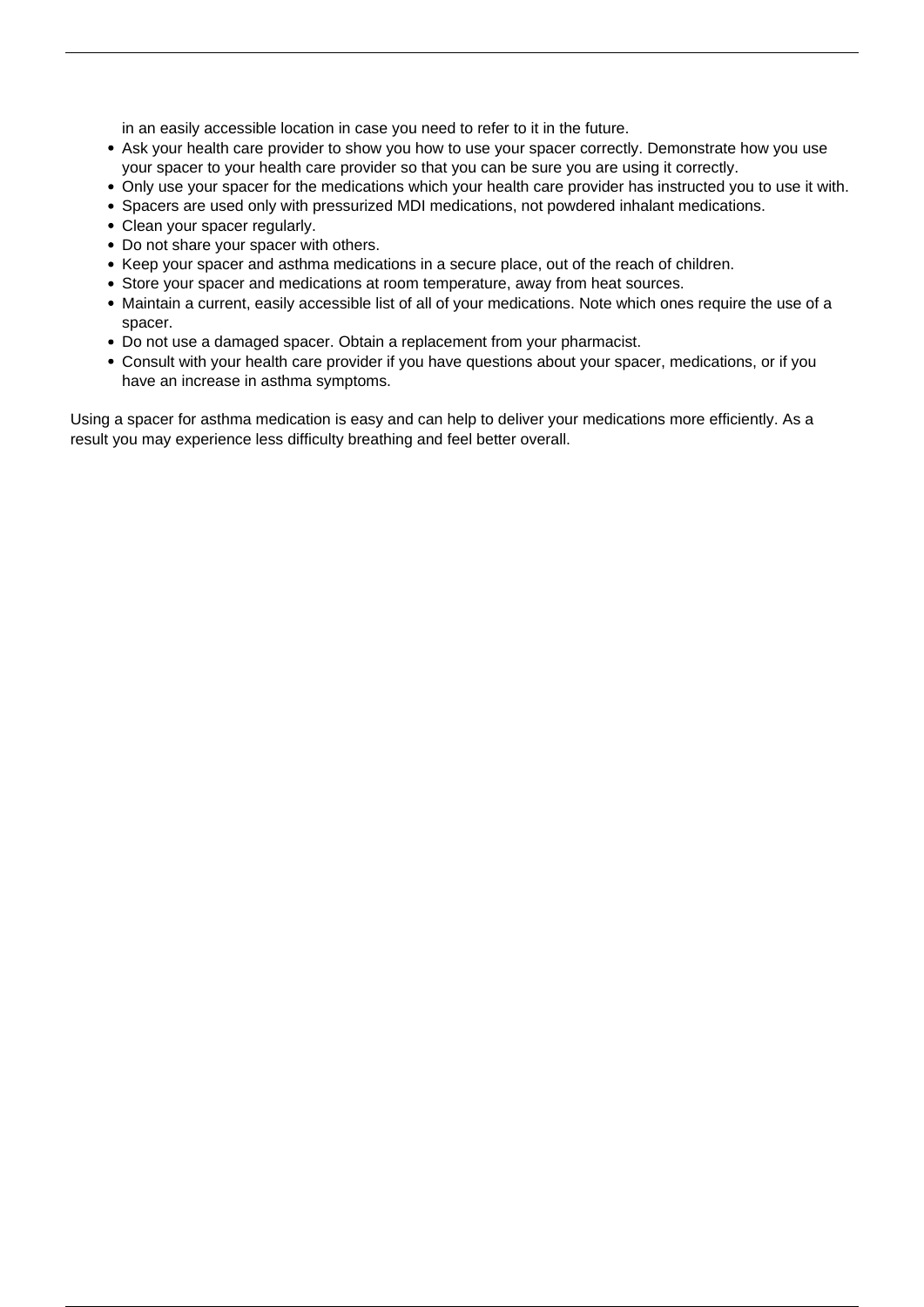in an easily accessible location in case you need to refer to it in the future.

- Ask your health care provider to show you how to use your spacer correctly. Demonstrate how you use your spacer to your health care provider so that you can be sure you are using it correctly.
- Only use your spacer for the medications which your health care provider has instructed you to use it with.
- Spacers are used only with pressurized MDI medications, not powdered inhalant medications.
- Clean your spacer regularly.
- Do not share your spacer with others.
- Keep your spacer and asthma medications in a secure place, out of the reach of children.
- Store your spacer and medications at room temperature, away from heat sources.
- Maintain a current, easily accessible list of all of your medications. Note which ones require the use of a spacer.
- Do not use a damaged spacer. Obtain a replacement from your pharmacist.
- Consult with your health care provider if you have questions about your spacer, medications, or if you have an increase in asthma symptoms.

Using a spacer for asthma medication is easy and can help to deliver your medications more efficiently. As a result you may experience less difficulty breathing and feel better overall.